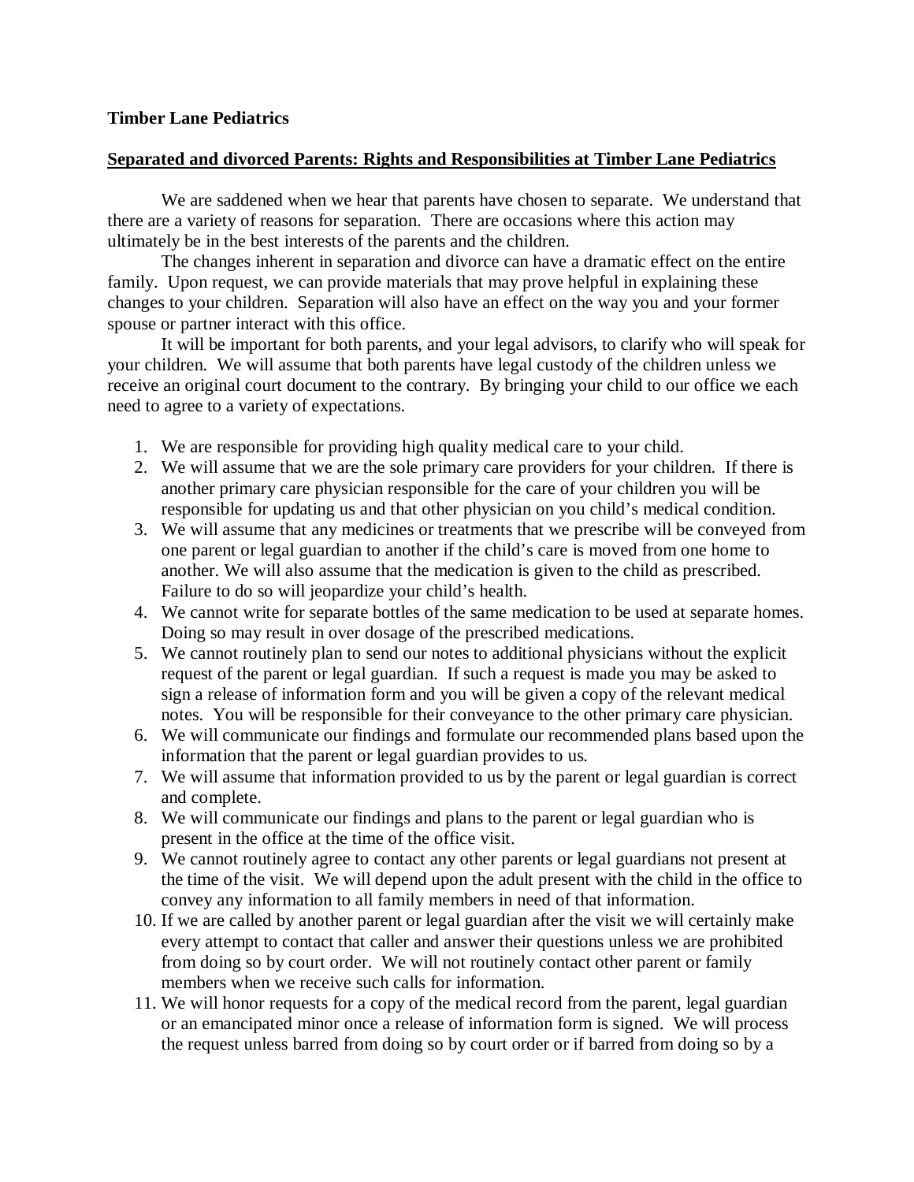**Timber Lane Pediatrics**

**Separated and divorced Parents: Rights and Responsibilities at Timber Lane Pediatrics**

We are saddened when we hear that parents have chosen to separate. We understand that there are a variety of reasons for separation. There are occasions where this action may ultimately be in the best interests of the parents and the children.

The changes inherent in separation and divorce can have a dramatic effect on the entire family. Upon request, we can provide materials that may prove helpful in explaining these changes to your children. Separation will also have an effect on the way you and your former spouse or partner interact with this office.

It will be important for both parents, and your legal advisors, to clarify who will speak for your children. We will assume that both parents have legal custody of the children unless we receive an original court document to the contrary. By bringing your child to our office we each need to agree to a variety of expectations.

1. We are responsible for providing high quality medical care to your child.
2. We will assume that we are the sole primary care providers for your children. If there is another primary care physician responsible for the care of your children you will be responsible for updating us and that other physician on you child's medical condition.
3. We will assume that any medicines or treatments that we prescribe will be conveyed from one parent or legal guardian to another if the child's care is moved from one home to another. We will also assume that the medication is given to the child as prescribed. Failure to do so will jeopardize your child's health.
4. We cannot write for separate bottles of the same medication to be used at separate homes. Doing so may result in over dosage of the prescribed medications.
5. We cannot routinely plan to send our notes to additional physicians without the explicit request of the parent or legal guardian. If such a request is made you may be asked to sign a release of information form and you will be given a copy of the relevant medical notes. You will be responsible for their conveyance to the other primary care physician.
6. We will communicate our findings and formulate our recommended plans based upon the information that the parent or legal guardian provides to us.
7. We will assume that information provided to us by the parent or legal guardian is correct and complete.
8. We will communicate our findings and plans to the parent or legal guardian who is present in the office at the time of the office visit.
9. We cannot routinely agree to contact any other parents or legal guardians not present at the time of the visit. We will depend upon the adult present with the child in the office to convey any information to all family members in need of that information.
10. If we are called by another parent or legal guardian after the visit we will certainly make every attempt to contact that caller and answer their questions unless we are prohibited from doing so by court order. We will not routinely contact other parent or family members when we receive such calls for information.
11. We will honor requests for a copy of the medical record from the parent, legal guardian or an emancipated minor once a release of information form is signed. We will process the request unless barred from doing so by court order or if barred from doing so by a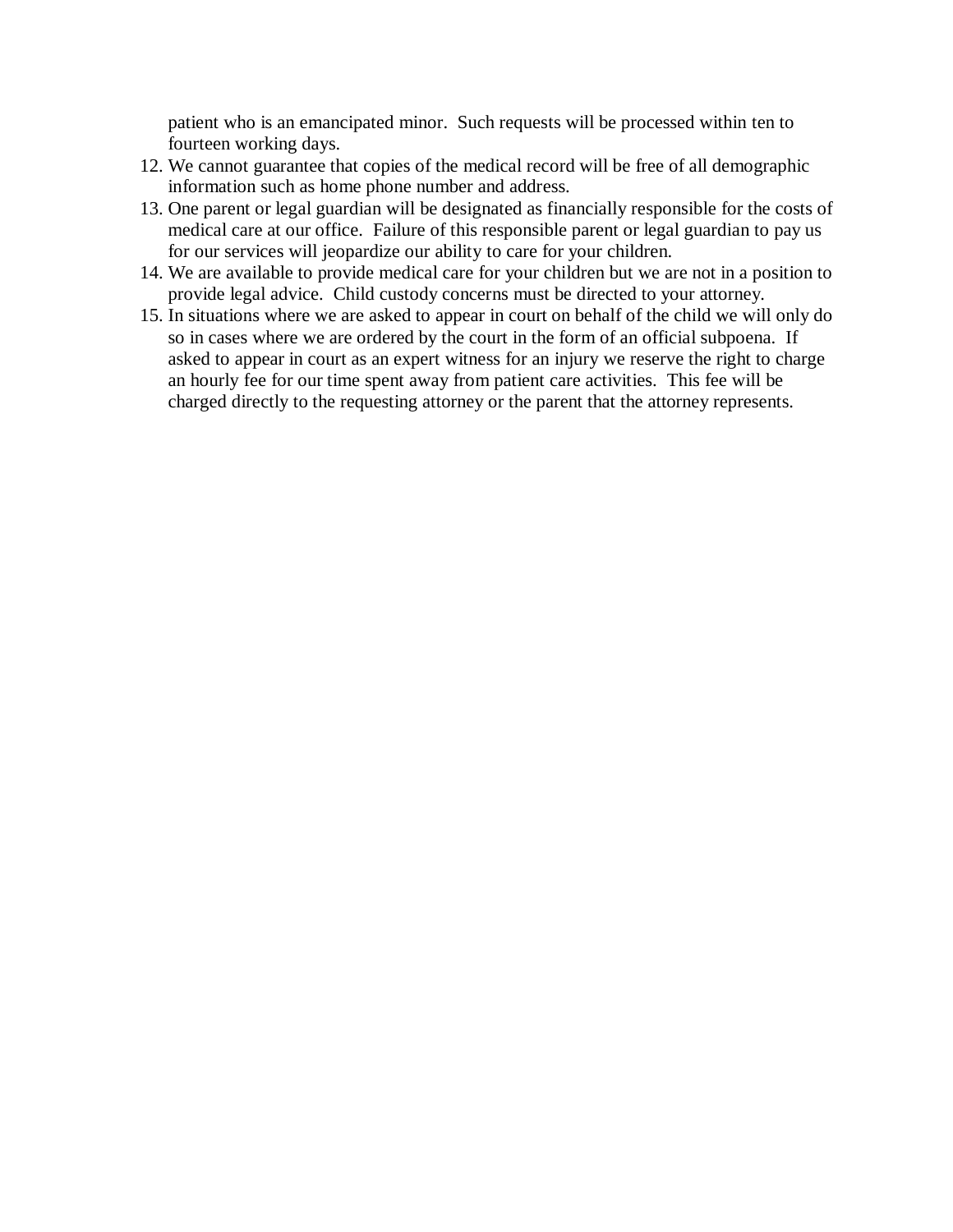patient who is an emancipated minor.  Such requests will be processed within ten to fourteen working days.

12. We cannot guarantee that copies of the medical record will be free of all demographic information such as home phone number and address.
13. One parent or legal guardian will be designated as financially responsible for the costs of medical care at our office.  Failure of this responsible parent or legal guardian to pay us for our services will jeopardize our ability to care for your children.
14. We are available to provide medical care for your children but we are not in a position to provide legal advice.  Child custody concerns must be directed to your attorney.
15. In situations where we are asked to appear in court on behalf of the child we will only do so in cases where we are ordered by the court in the form of an official subpoena.  If asked to appear in court as an expert witness for an injury we reserve the right to charge an hourly fee for our time spent away from patient care activities.  This fee will be charged directly to the requesting attorney or the parent that the attorney represents.